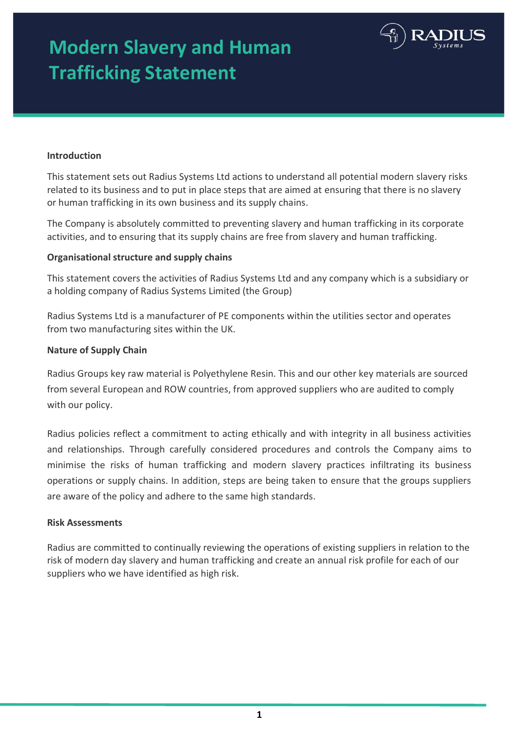# Modern Slavery and Human Trafficking Statement

**Introduction**

This statement sets out Radius Systems Ltd actions to understand all potential modern slavery risks related to its business and to put in place steps that are aimed at ensuring that there is no slavery or human trafficking in its own business and its supply chains.

The Company is absolutely committed to preventing slavery and human trafficking in its corporate activities, and to ensuring that its supply chains are free from slavery and human trafficking.

**Organisational structure and supply chains**

This statement covers the activities of Radius Systems Ltd and any company which is a subsidiary or a holding company of Radius Systems Limited (the Group)

Radius Systems Ltd is a manufacturer of PE components within the utilities sector and operates from two manufacturing sites within the UK.

**Nature of Supply Chain**

Radius Groups key raw material is Polyethylene Resin. This and our other key materials are sourced from several European and ROW countries, from approved suppliers who are audited to comply with our policy.

Radius policies reflect a commitment to acting ethically and with integrity in all business activities and relationships. Through carefully considered procedures and controls the Company aims to minimise the risks of human trafficking and modern slavery practices infiltrating its business operations or supply chains. In addition, steps are being taken to ensure that the groups suppliers are aware of the policy and adhere to the same high standards.

**Risk Assessments**

Radius are committed to continually reviewing the operations of existing suppliers in relation to the risk of modern day slavery and human trafficking and create an annual risk profile for each of our suppliers who we have identified as high risk.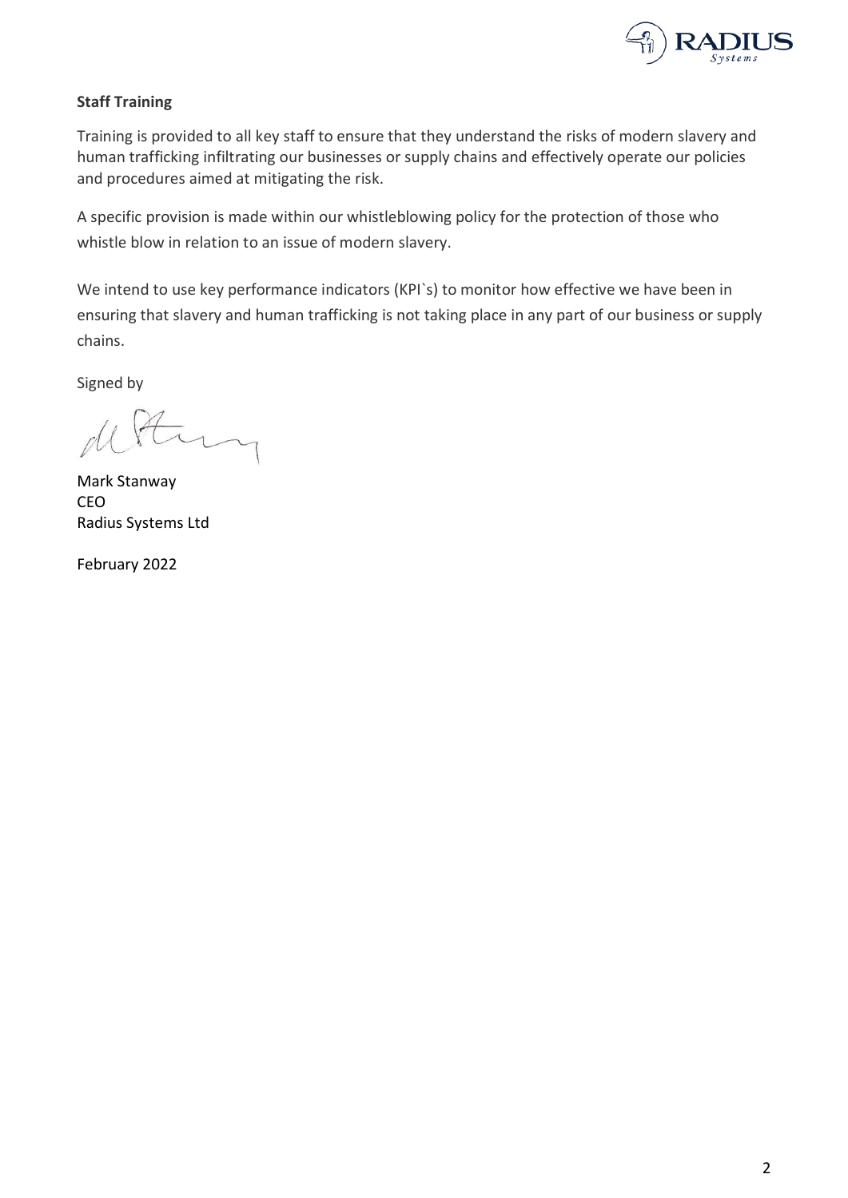**Staff Training**

Training is provided to all key staff to ensure that they understand the risks of modern slavery and human trafficking infiltrating our businesses or supply chains and effectively operate our policies and procedures aimed at mitigating the risk.

A specific provision is made within our whistleblowing policy for the protection of those who whistle blow in relation to an issue of modern slavery.

We intend to use key performance indicators (KPI`s) to monitor how effective we have been in ensuring that slavery and human trafficking is not taking place in any part of our business or supply chains.

Signed by

Mark Stanway
CEO
Radius Systems Ltd

February 2022